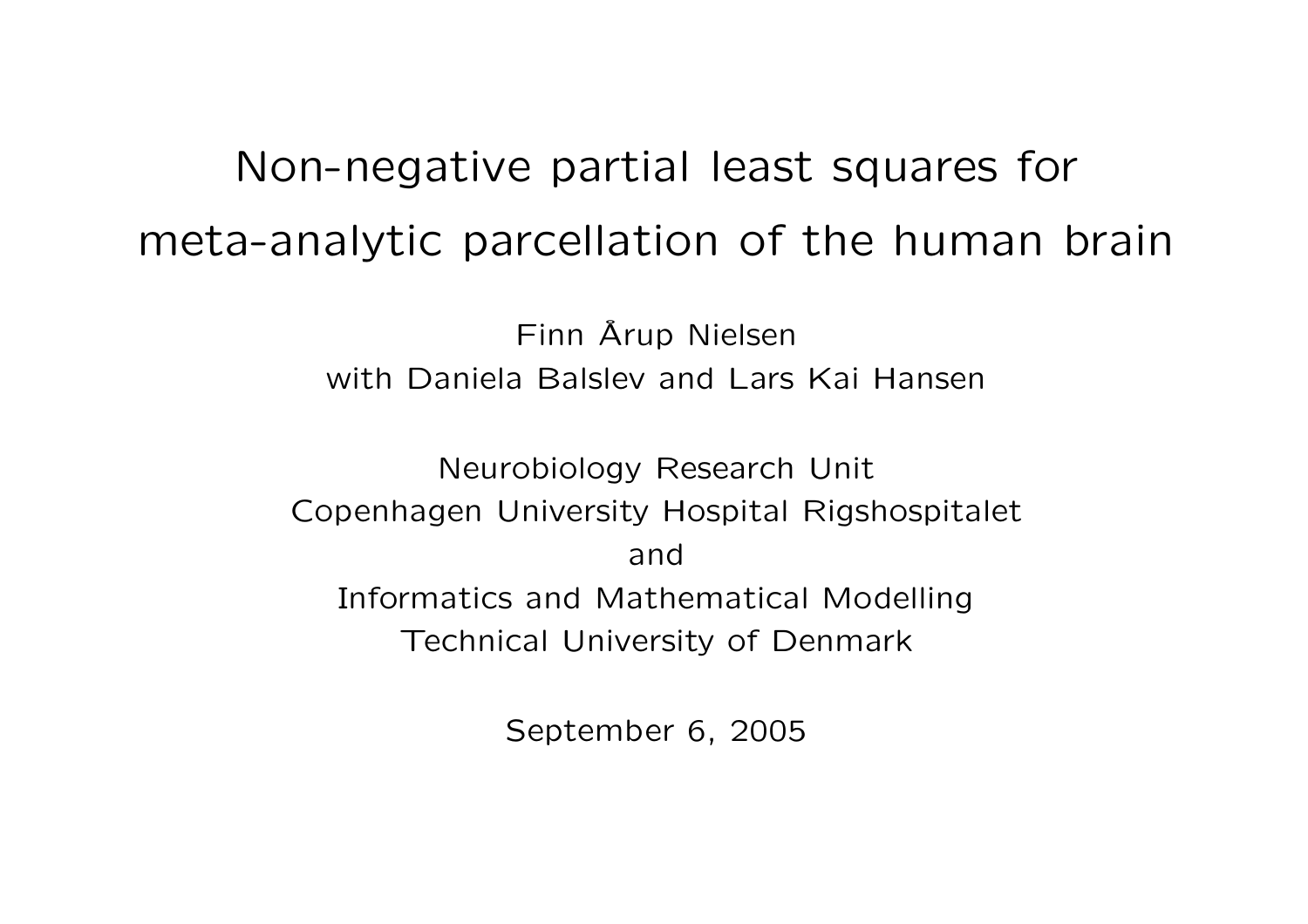# Non-negative partial least squares for meta-analytic parcellation of the human brain

Finn Årup Nielsen
with Daniela Balslev and Lars Kai Hansen

Neurobiology Research Unit
Copenhagen University Hospital Rigshospitalet
and
Informatics and Mathematical Modelling
Technical University of Denmark

September 6, 2005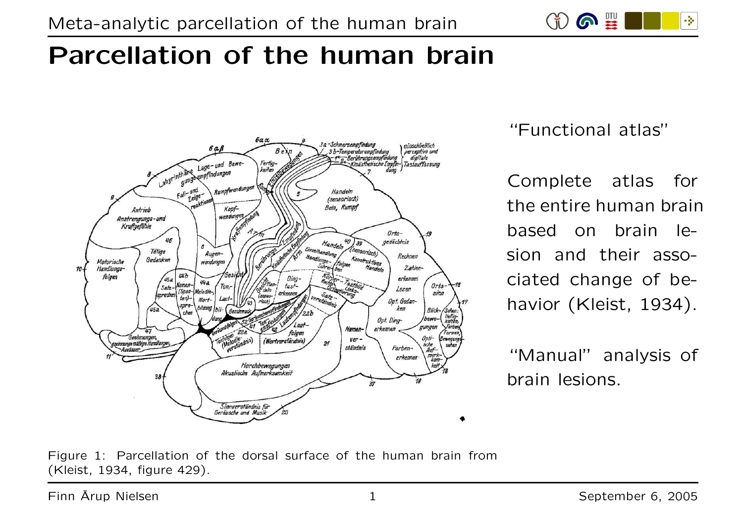# Parcellation of the human brain

"Functional atlas"

Complete atlas for the entire human brain based on brain lesion and their associated change of behavior (Kleist, 1934).

"Manual" analysis of brain lesions.

Figure 1: Parcellation of the dorsal surface of the human brain from (Kleist, 1934, figure 429).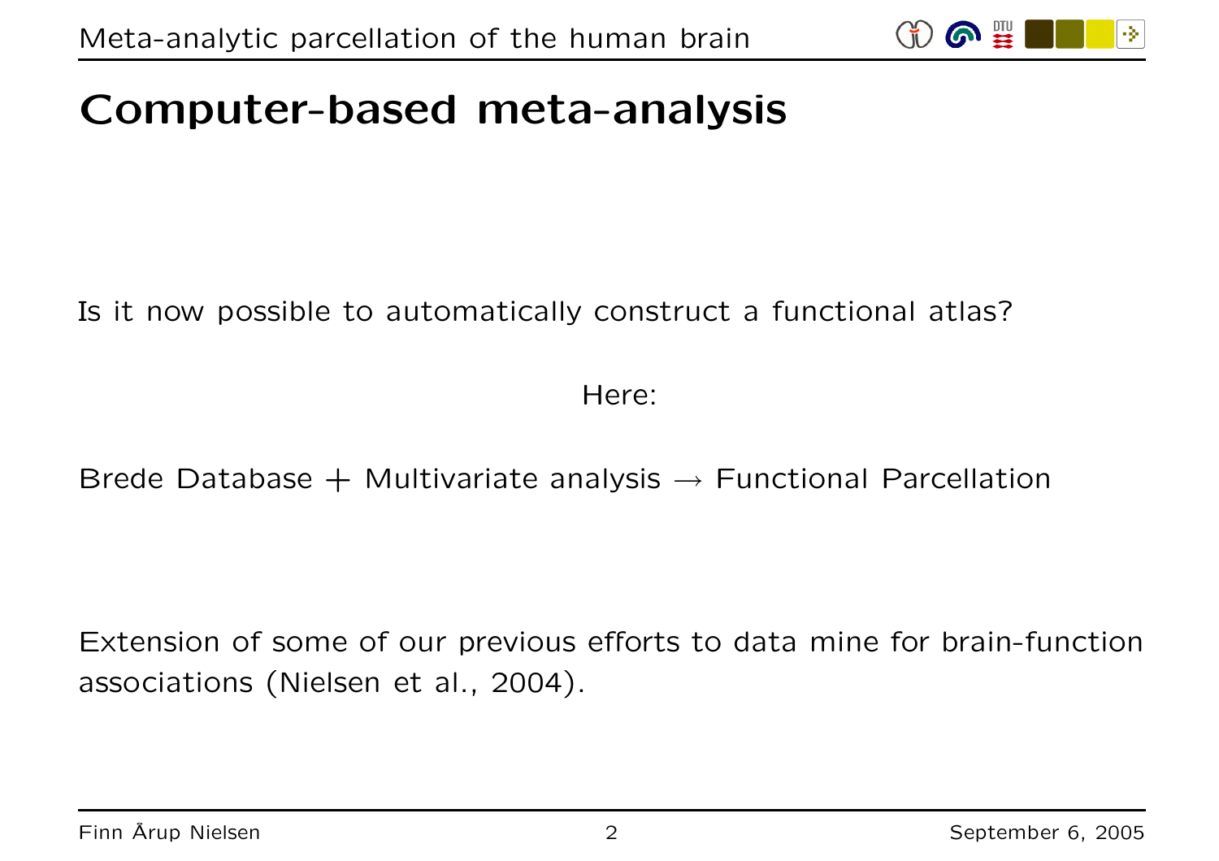# Computer-based meta-analysis

Is it now possible to automatically construct a functional atlas?

Here:

Brede Database + Multivariate analysis → Functional Parcellation

Extension of some of our previous efforts to data mine for brain-function associations (Nielsen et al., 2004).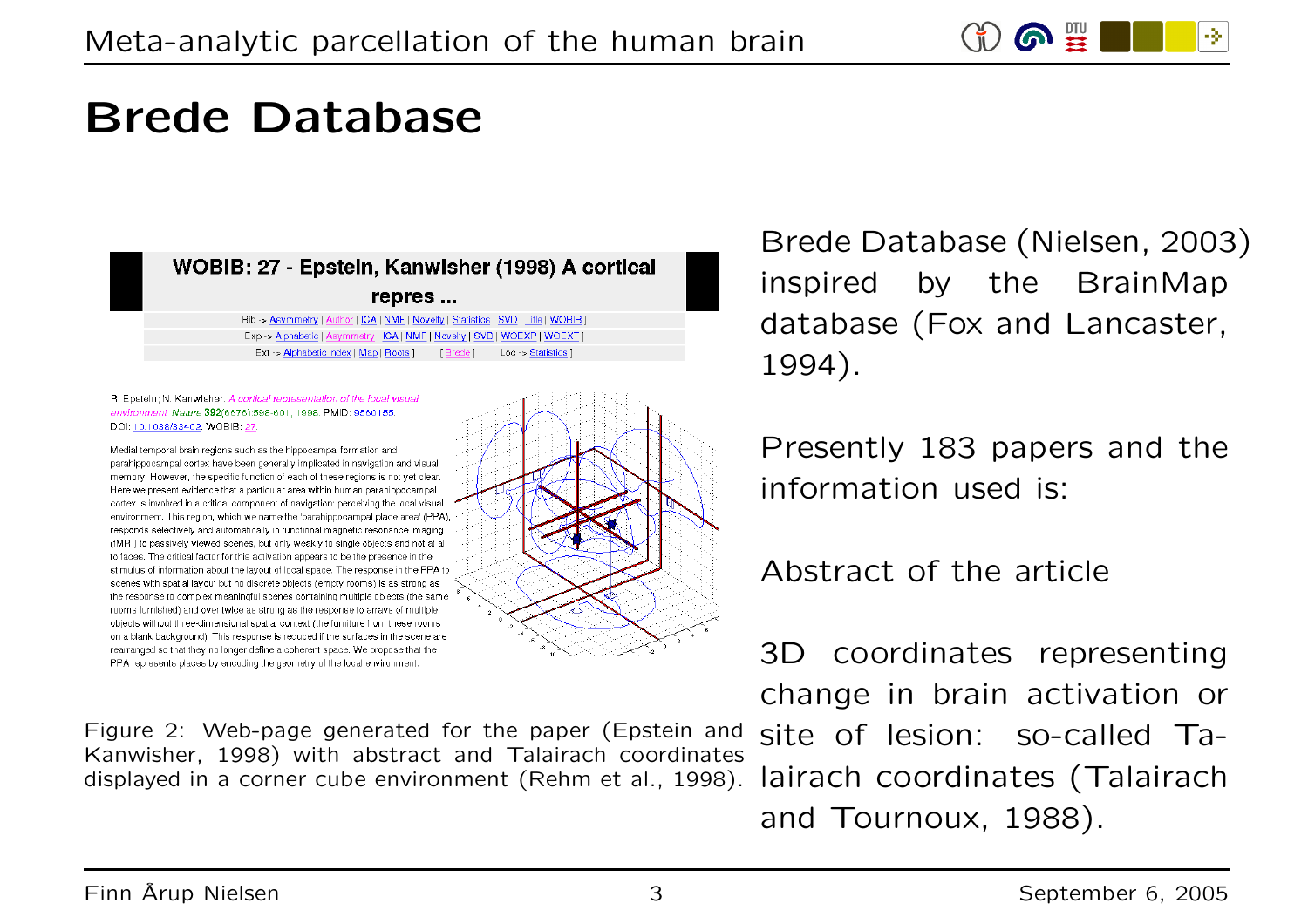# Brede Database

Figure 2: Web-page generated for the paper (Epstein and Kanwisher, 1998) with abstract and Talairach coordinates displayed in a corner cube environment (Rehm et al., 1998).

Brede Database (Nielsen, 2003) inspired by the BrainMap database (Fox and Lancaster, 1994).

Presently 183 papers and the information used is:

Abstract of the article

3D coordinates representing change in brain activation or site of lesion: so-called Talairach coordinates (Talairach and Tournoux, 1988).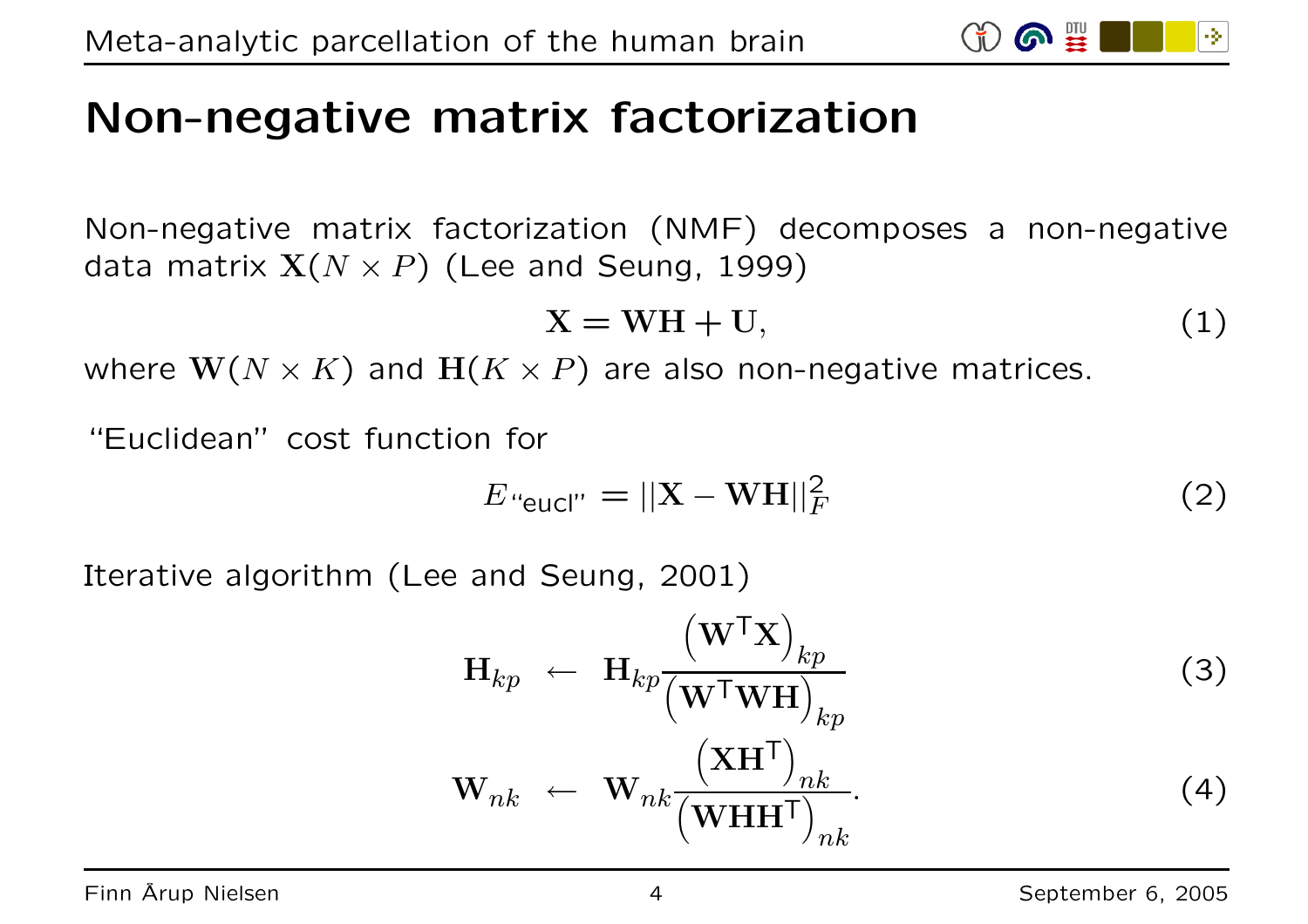# Non-negative matrix factorization

Non-negative matrix factorization (NMF) decomposes a non-negative data matrix $\mathbf{X}(N \times P)$ (Lee and Seung, 1999)

$$\mathbf{X} = \mathbf{W}\mathbf{H} + \mathbf{U}, \tag{1}$$

where $\mathbf{W}(N \times K)$ and $\mathbf{H}(K \times P)$ are also non-negative matrices.

"Euclidean" cost function for

$$E_{\text{``eucl''}} = ||\mathbf{X} - \mathbf{W}\mathbf{H}||_F^2 \tag{2}$$

Iterative algorithm (Lee and Seung, 2001)

$$\mathbf{H}_{kp} \;\leftarrow\; \mathbf{H}_{kp} \frac{\left(\mathbf{W}^{\mathsf{T}}\mathbf{X}\right)_{kp}}{\left(\mathbf{W}^{\mathsf{T}}\mathbf{W}\mathbf{H}\right)_{kp}} \tag{3}$$

$$\mathbf{W}_{nk} \;\leftarrow\; \mathbf{W}_{nk} \frac{\left(\mathbf{X}\mathbf{H}^{\mathsf{T}}\right)_{nk}}{\left(\mathbf{W}\mathbf{H}\mathbf{H}^{\mathsf{T}}\right)_{nk}}. \tag{4}$$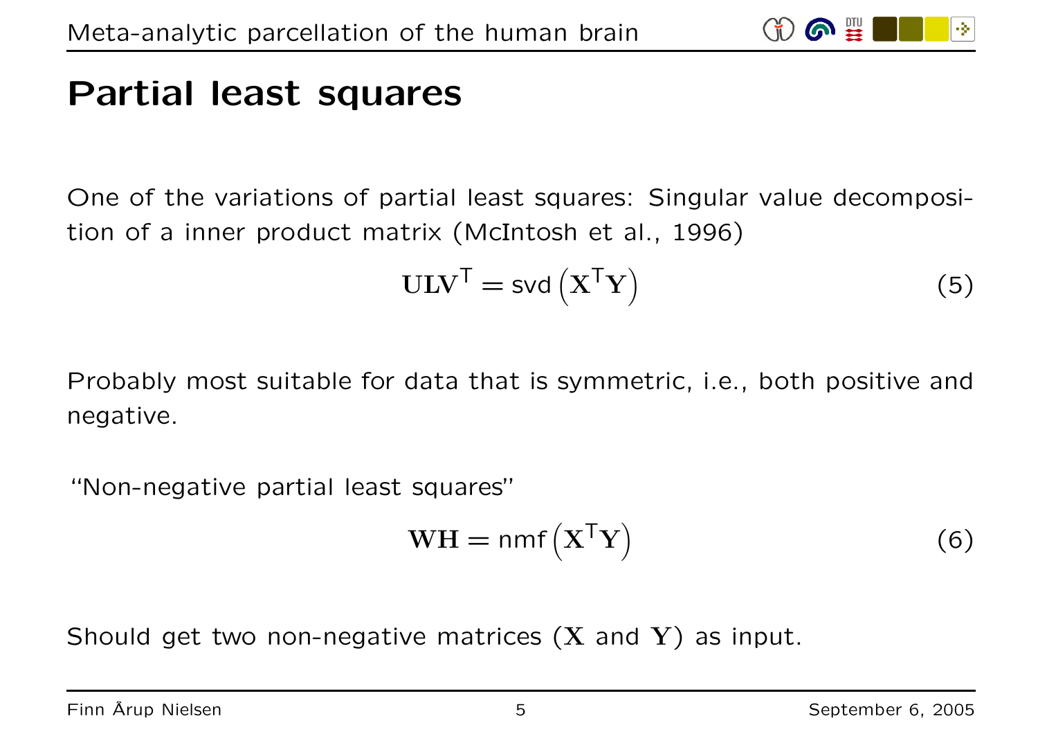## Partial least squares

One of the variations of partial least squares: Singular value decomposition of a inner product matrix (McIntosh et al., 1996)

$$\mathbf{U}\mathbf{L}\mathbf{V}^{\mathsf{T}} = \mathsf{svd}\left(\mathbf{X}^{\mathsf{T}}\mathbf{Y}\right) \tag{5}$$

Probably most suitable for data that is symmetric, i.e., both positive and negative.

"Non-negative partial least squares"

$$\mathbf{W}\mathbf{H} = \mathsf{nmf}\left(\mathbf{X}^{\mathsf{T}}\mathbf{Y}\right) \tag{6}$$

Should get two non-negative matrices ($\mathbf{X}$ and $\mathbf{Y}$) as input.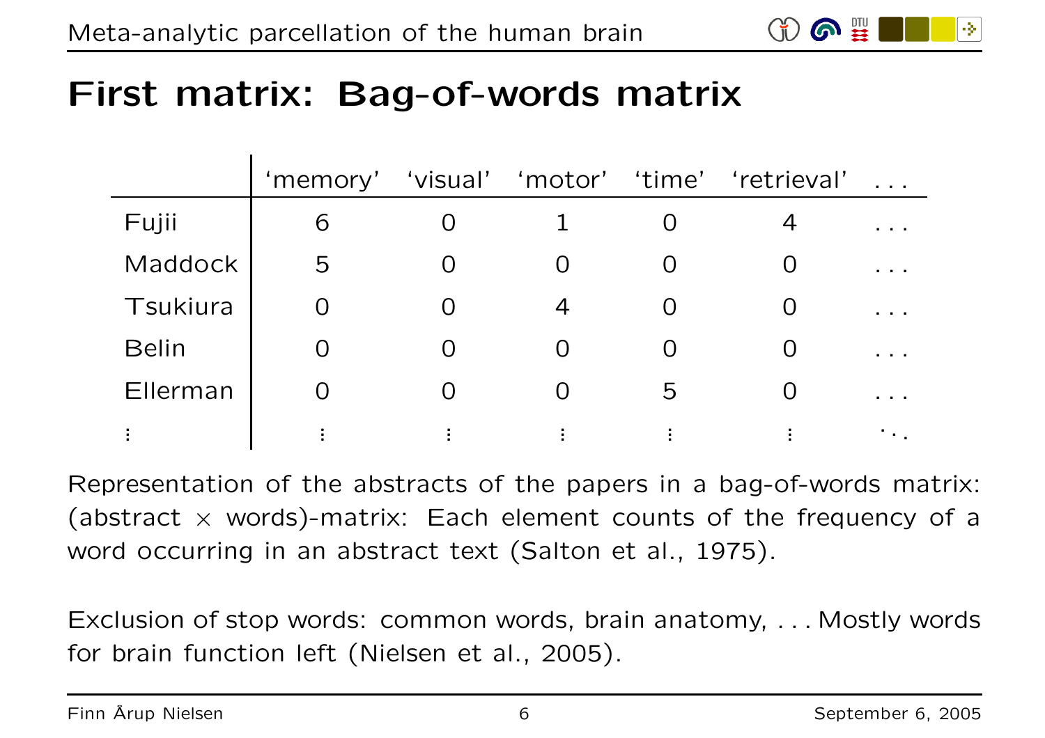# First matrix: Bag-of-words matrix

| | 'memory' | 'visual' | 'motor' | 'time' | 'retrieval' | ... |
|---|---|---|---|---|---|---|
| Fujii | 6 | 0 | 1 | 0 | 4 | ... |
| Maddock | 5 | 0 | 0 | 0 | 0 | ... |
| Tsukiura | 0 | 0 | 4 | 0 | 0 | ... |
| Belin | 0 | 0 | 0 | 0 | 0 | ... |
| Ellerman | 0 | 0 | 0 | 5 | 0 | ... |
| ⋮ | ⋮ | ⋮ | ⋮ | ⋮ | ⋮ | ⋱ |

Representation of the abstracts of the papers in a bag-of-words matrix: (abstract × words)-matrix: Each element counts of the frequency of a word occurring in an abstract text (Salton et al., 1975).

Exclusion of stop words: common words, brain anatomy, . . . Mostly words for brain function left (Nielsen et al., 2005).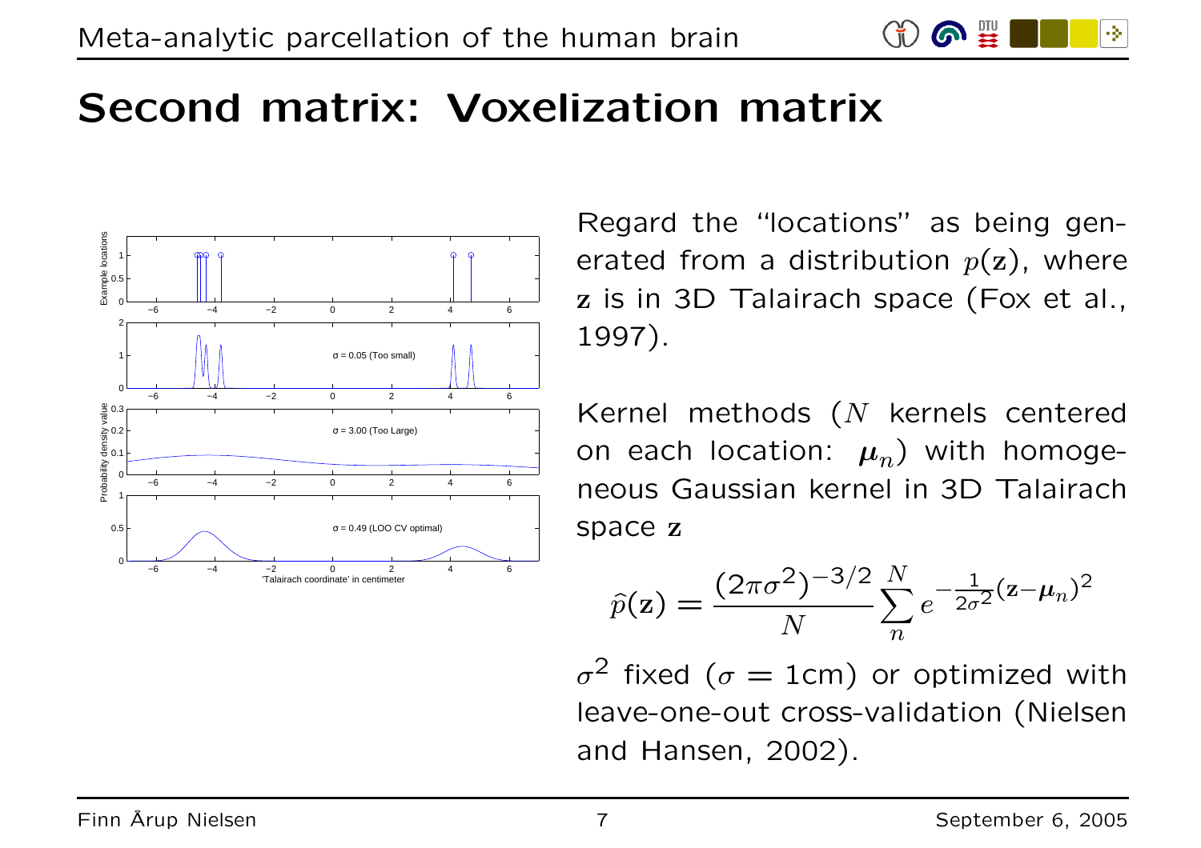# Second matrix: Voxelization matrix

Regard the "locations" as being generated from a distribution $p(\mathbf{z})$, where $\mathbf{z}$ is in 3D Talairach space (Fox et al., 1997).

Kernel methods ($N$ kernels centered on each location: $\boldsymbol{\mu}_n$) with homogeneous Gaussian kernel in 3D Talairach space $\mathbf{z}$

$$\hat{p}(\mathbf{z}) = \frac{(2\pi\sigma^2)^{-3/2}}{N} \sum_{n}^{N} e^{-\frac{1}{2\sigma^2}(\mathbf{z}-\boldsymbol{\mu}_n)^2}$$

$\sigma^2$ fixed ($\sigma = 1$cm) or optimized with leave-one-out cross-validation (Nielsen and Hansen, 2002).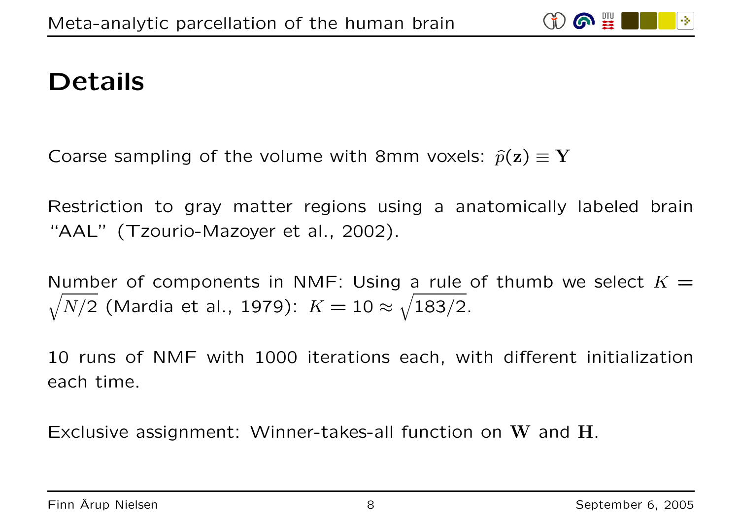# Details

Coarse sampling of the volume with 8mm voxels: $\hat{p}(\mathbf{z}) \equiv \mathbf{Y}$

Restriction to gray matter regions using a anatomically labeled brain "AAL" (Tzourio-Mazoyer et al., 2002).

Number of components in NMF: Using a rule of thumb we select $K = \sqrt{N/2}$ (Mardia et al., 1979): $K = 10 \approx \sqrt{183/2}$.

10 runs of NMF with 1000 iterations each, with different initialization each time.

Exclusive assignment: Winner-takes-all function on $\mathbf{W}$ and $\mathbf{H}$.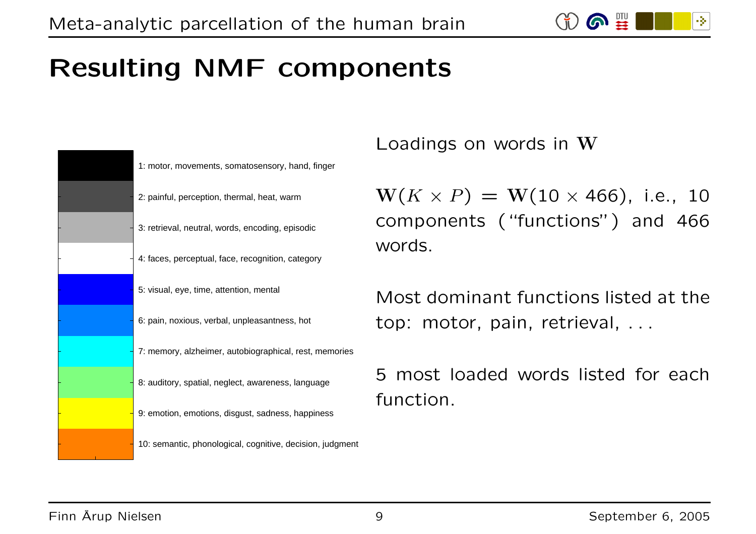# Resulting NMF components

1: motor, movements, somatosensory, hand, finger

2: painful, perception, thermal, heat, warm

3: retrieval, neutral, words, encoding, episodic

4: faces, perceptual, face, recognition, category

5: visual, eye, time, attention, mental

6: pain, noxious, verbal, unpleasantness, hot

7: memory, alzheimer, autobiographical, rest, memories

8: auditory, spatial, neglect, awareness, language

9: emotion, emotions, disgust, sadness, happiness

10: semantic, phonological, cognitive, decision, judgment

Loadings on words in $\mathbf{W}$

$\mathbf{W}(K \times P) = \mathbf{W}(10 \times 466)$, i.e., 10 components (“functions”) and 466 words.

Most dominant functions listed at the top: motor, pain, retrieval, . . .

5 most loaded words listed for each function.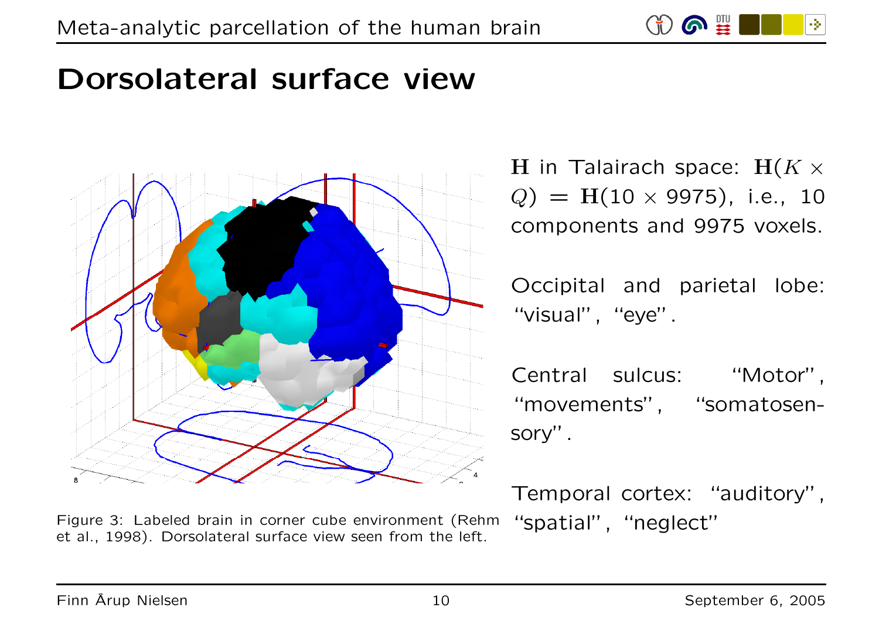# Dorsolateral surface view

Figure 3: Labeled brain in corner cube environment (Rehm et al., 1998). Dorsolateral surface view seen from the left.

$\mathbf{H}$ in Talairach space: $\mathbf{H}(K \times Q) = \mathbf{H}(10 \times 9975)$, i.e., 10 components and 9975 voxels.

Occipital and parietal lobe: "visual", "eye".

Central sulcus: "Motor", "movements", "somatosensory".

Temporal cortex: "auditory", "spatial", "neglect"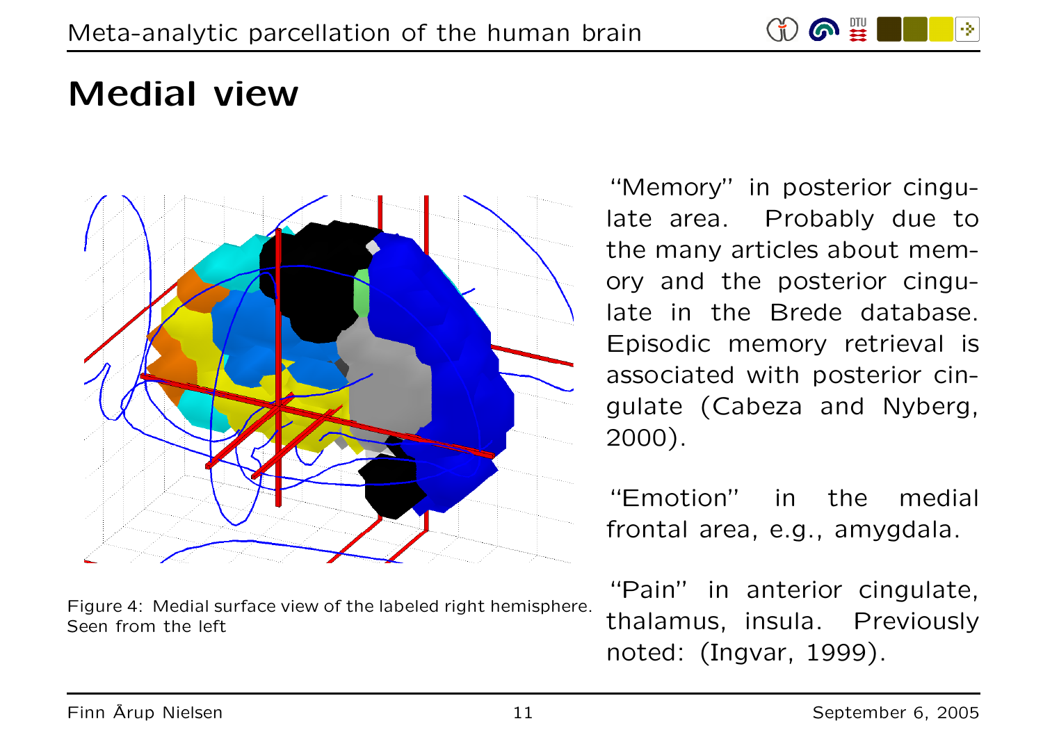# Medial view

Figure 4: Medial surface view of the labeled right hemisphere. Seen from the left

"Memory" in posterior cingulate area. Probably due to the many articles about memory and the posterior cingulate in the Brede database. Episodic memory retrieval is associated with posterior cingulate (Cabeza and Nyberg, 2000).

"Emotion" in the medial frontal area, e.g., amygdala.

"Pain" in anterior cingulate, thalamus, insula. Previously noted: (Ingvar, 1999).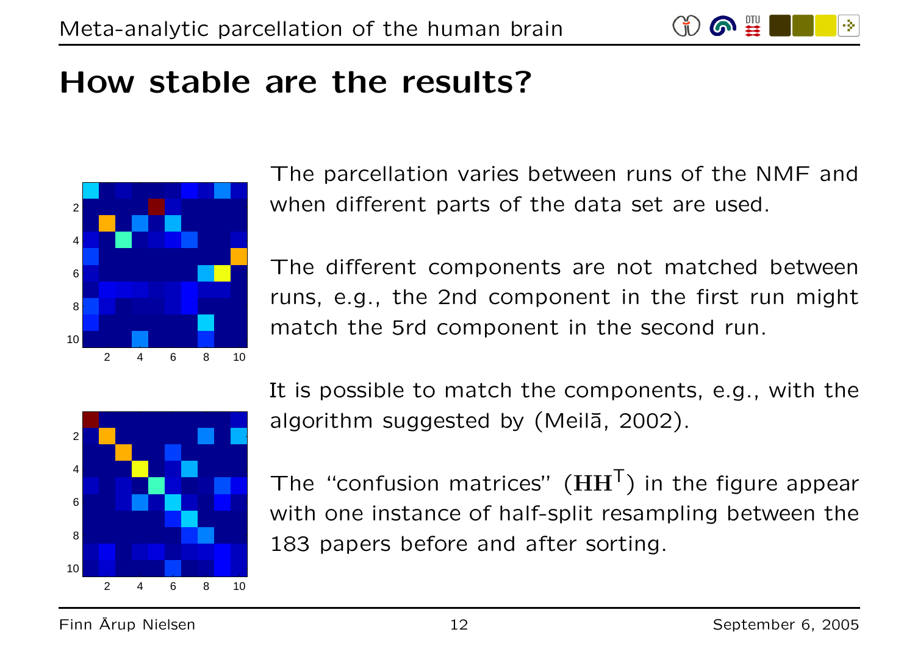# How stable are the results?

The parcellation varies between runs of the NMF and when different parts of the data set are used.

The different components are not matched between runs, e.g., the 2nd component in the first run might match the 5rd component in the second run.

It is possible to match the components, e.g., with the algorithm suggested by (Meilă, 2002).

The “confusion matrices” ($\mathbf{H}\mathbf{H}^{\mathsf{T}}$) in the figure appear with one instance of half-split resampling between the 183 papers before and after sorting.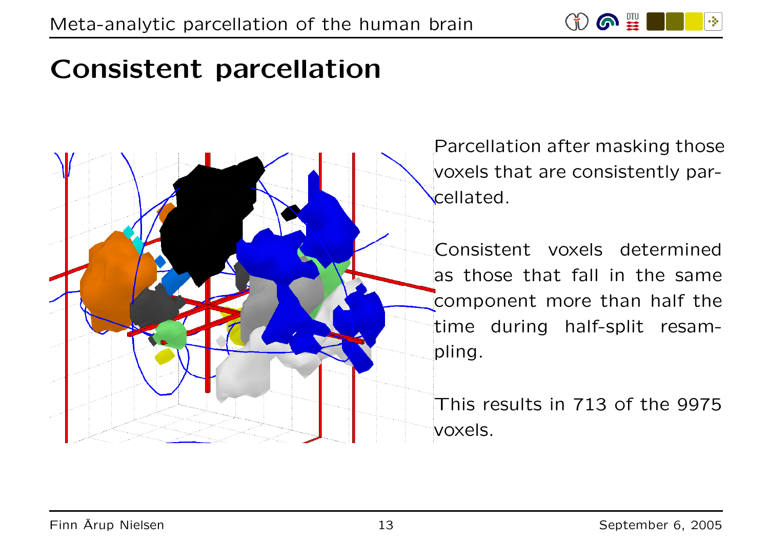# Consistent parcellation

Parcellation after masking those voxels that are consistently parcellated.

Consistent voxels determined as those that fall in the same component more than half the time during half-split resampling.

This results in 713 of the 9975 voxels.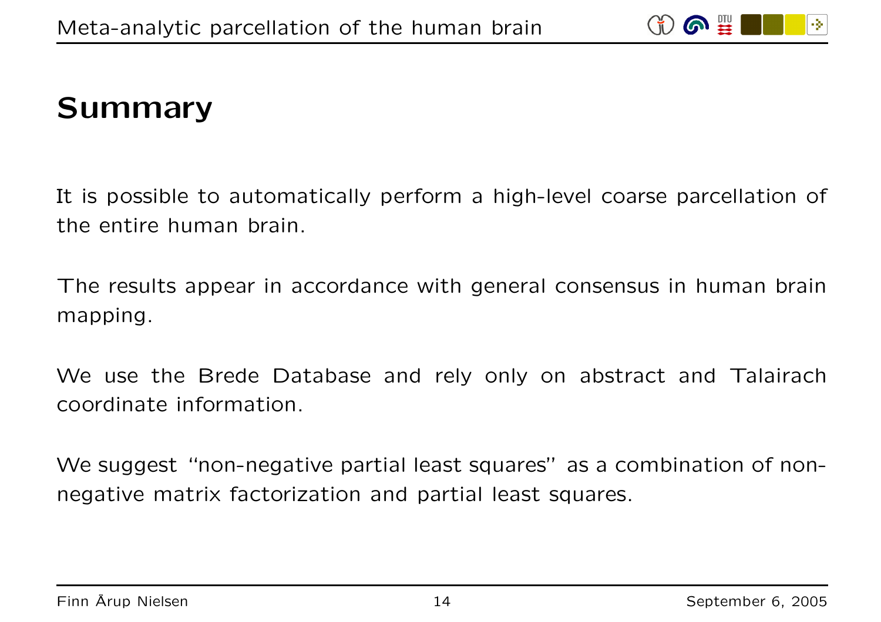# Summary

It is possible to automatically perform a high-level coarse parcellation of the entire human brain.

The results appear in accordance with general consensus in human brain mapping.

We use the Brede Database and rely only on abstract and Talairach coordinate information.

We suggest "non-negative partial least squares" as a combination of non-negative matrix factorization and partial least squares.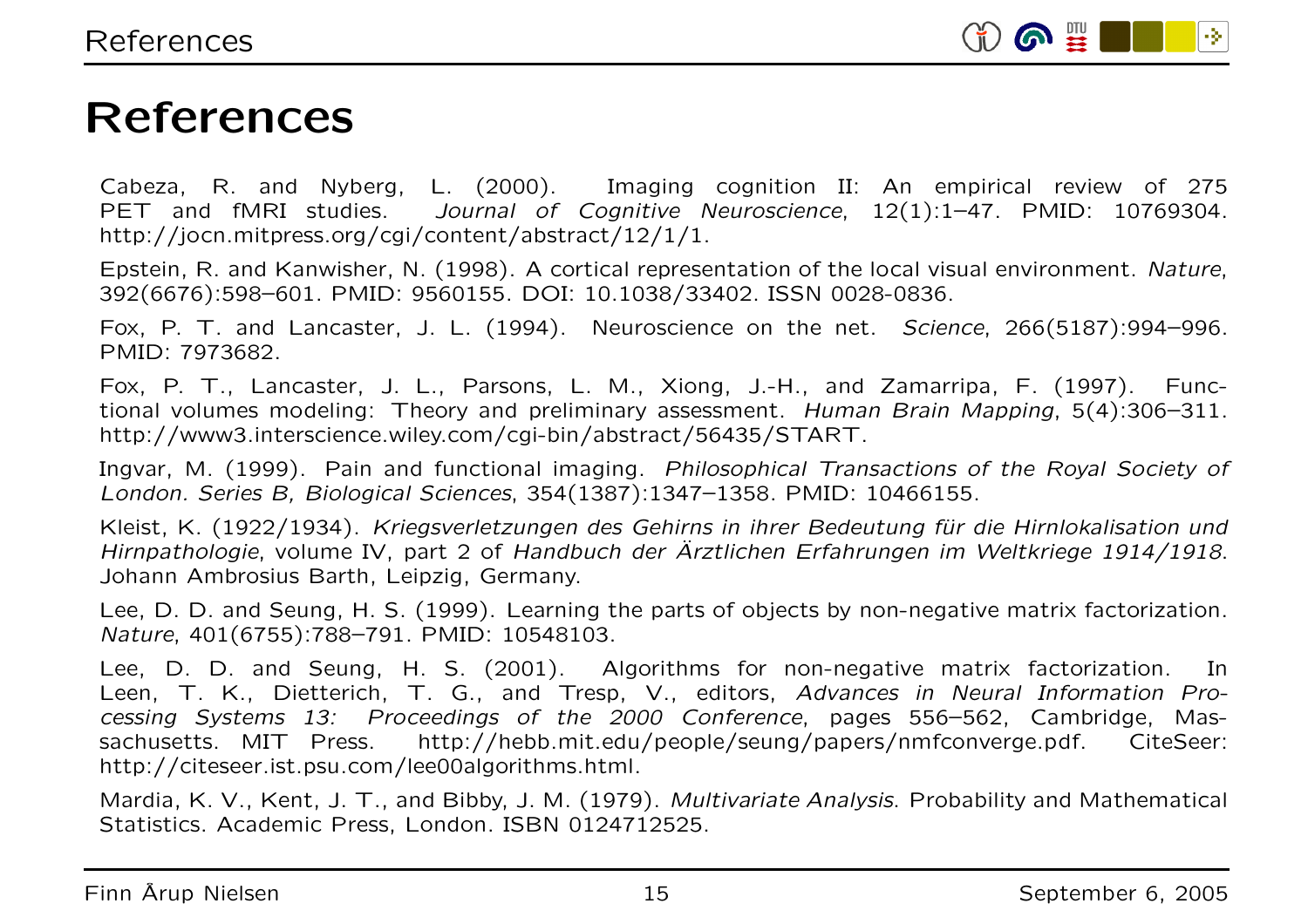# References

Cabeza, R. and Nyberg, L. (2000). Imaging cognition II: An empirical review of 275 PET and fMRI studies. *Journal of Cognitive Neuroscience*, 12(1):1–47. PMID: 10769304. http://jocn.mitpress.org/cgi/content/abstract/12/1/1.

Epstein, R. and Kanwisher, N. (1998). A cortical representation of the local visual environment. *Nature*, 392(6676):598–601. PMID: 9560155. DOI: 10.1038/33402. ISSN 0028-0836.

Fox, P. T. and Lancaster, J. L. (1994). Neuroscience on the net. *Science*, 266(5187):994–996. PMID: 7973682.

Fox, P. T., Lancaster, J. L., Parsons, L. M., Xiong, J.-H., and Zamarripa, F. (1997). Functional volumes modeling: Theory and preliminary assessment. *Human Brain Mapping*, 5(4):306–311. http://www3.interscience.wiley.com/cgi-bin/abstract/56435/START.

Ingvar, M. (1999). Pain and functional imaging. *Philosophical Transactions of the Royal Society of London. Series B, Biological Sciences*, 354(1387):1347–1358. PMID: 10466155.

Kleist, K. (1922/1934). *Kriegsverletzungen des Gehirns in ihrer Bedeutung für die Hirnlokalisation und Hirnpathologie*, volume IV, part 2 of *Handbuch der Ärztlichen Erfahrungen im Weltkriege 1914/1918*. Johann Ambrosius Barth, Leipzig, Germany.

Lee, D. D. and Seung, H. S. (1999). Learning the parts of objects by non-negative matrix factorization. *Nature*, 401(6755):788–791. PMID: 10548103.

Lee, D. D. and Seung, H. S. (2001). Algorithms for non-negative matrix factorization. In Leen, T. K., Dietterich, T. G., and Tresp, V., editors, *Advances in Neural Information Processing Systems 13: Proceedings of the 2000 Conference*, pages 556–562, Cambridge, Massachusetts. MIT Press. http://hebb.mit.edu/people/seung/papers/nmfconverge.pdf. CiteSeer: http://citeseer.ist.psu.com/lee00algorithms.html.

Mardia, K. V., Kent, J. T., and Bibby, J. M. (1979). *Multivariate Analysis*. Probability and Mathematical Statistics. Academic Press, London. ISBN 0124712525.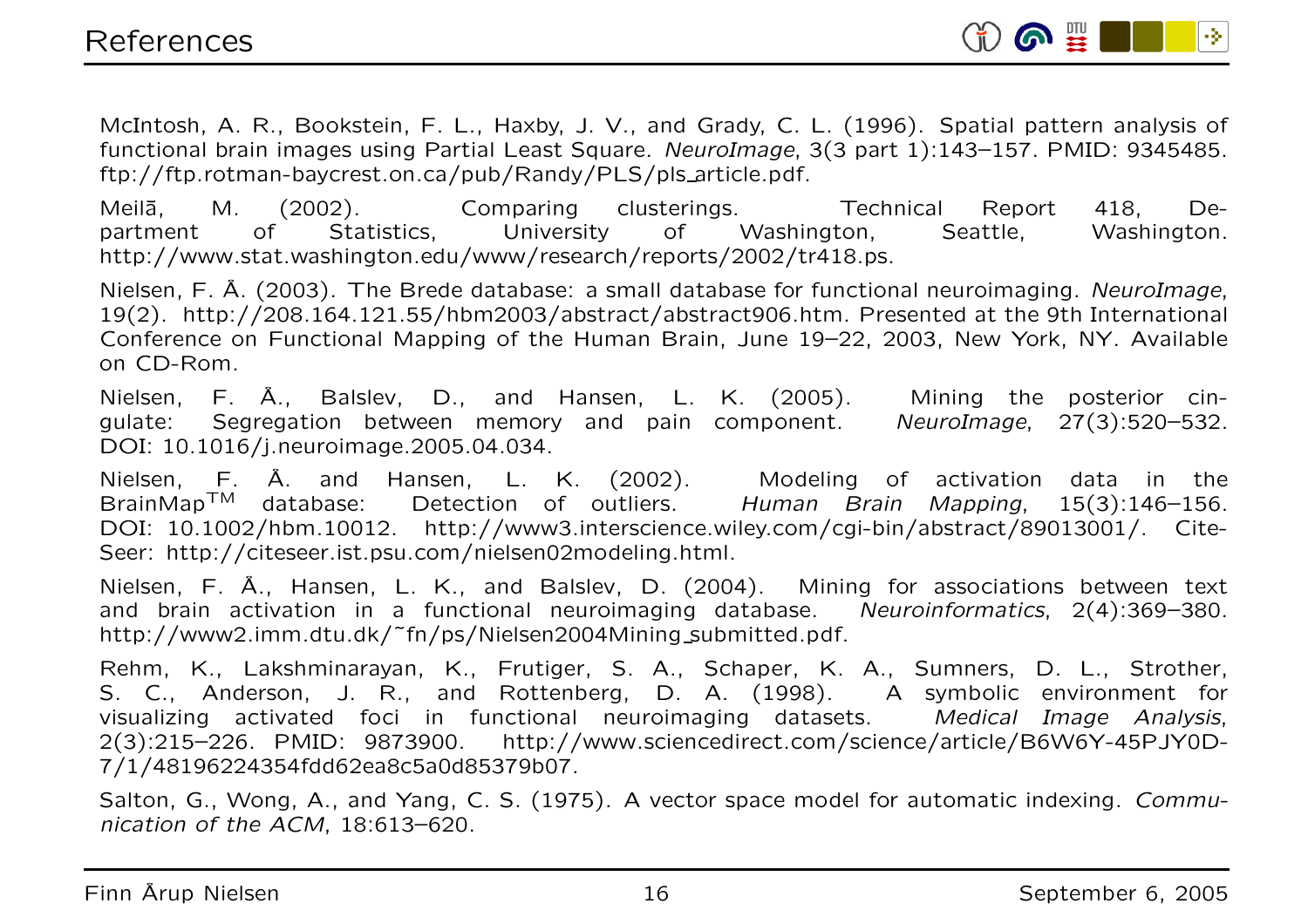# References

McIntosh, A. R., Bookstein, F. L., Haxby, J. V., and Grady, C. L. (1996). Spatial pattern analysis of functional brain images using Partial Least Square. *NeuroImage*, 3(3 part 1):143–157. PMID: 9345485. ftp://ftp.rotman-baycrest.on.ca/pub/Randy/PLS/pls_article.pdf.

Meilă, M. (2002). Comparing clusterings. Technical Report 418, Department of Statistics, University of Washington, Seattle, Washington. http://www.stat.washington.edu/www/research/reports/2002/tr418.ps.

Nielsen, F. Å. (2003). The Brede database: a small database for functional neuroimaging. *NeuroImage*, 19(2). http://208.164.121.55/hbm2003/abstract/abstract906.htm. Presented at the 9th International Conference on Functional Mapping of the Human Brain, June 19–22, 2003, New York, NY. Available on CD-Rom.

Nielsen, F. Å., Balslev, D., and Hansen, L. K. (2005). Mining the posterior cingulate: Segregation between memory and pain component. *NeuroImage*, 27(3):520–532. DOI: 10.1016/j.neuroimage.2005.04.034.

Nielsen, F. Å. and Hansen, L. K. (2002). Modeling of activation data in the BrainMap$^{TM}$ database: Detection of outliers. *Human Brain Mapping*, 15(3):146–156. DOI: 10.1002/hbm.10012. http://www3.interscience.wiley.com/cgi-bin/abstract/89013001/. CiteSeer: http://citeseer.ist.psu.com/nielsen02modeling.html.

Nielsen, F. Å., Hansen, L. K., and Balslev, D. (2004). Mining for associations between text and brain activation in a functional neuroimaging database. *Neuroinformatics*, 2(4):369–380. http://www2.imm.dtu.dk/~fn/ps/Nielsen2004Mining_submitted.pdf.

Rehm, K., Lakshminarayan, K., Frutiger, S. A., Schaper, K. A., Sumners, D. L., Strother, S. C., Anderson, J. R., and Rottenberg, D. A. (1998). A symbolic environment for visualizing activated foci in functional neuroimaging datasets. *Medical Image Analysis*, 2(3):215–226. PMID: 9873900. http://www.sciencedirect.com/science/article/B6W6Y-45PJY0D-7/1/48196224354fdd62ea8c5a0d85379b07.

Salton, G., Wong, A., and Yang, C. S. (1975). A vector space model for automatic indexing. *Communication of the ACM*, 18:613–620.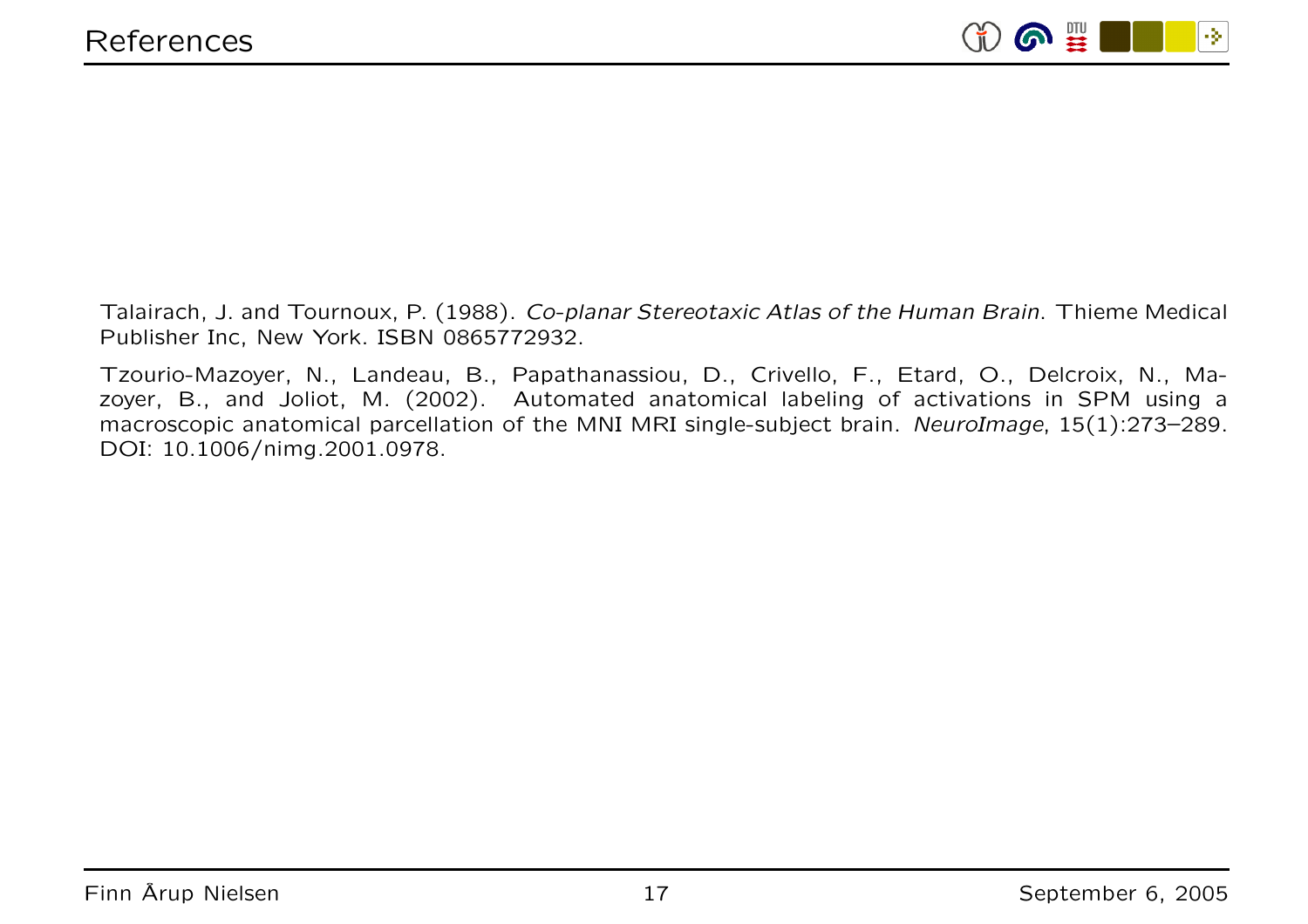# References

Talairach, J. and Tournoux, P. (1988). *Co-planar Stereotaxic Atlas of the Human Brain*. Thieme Medical Publisher Inc, New York. ISBN 0865772932.

Tzourio-Mazoyer, N., Landeau, B., Papathanassiou, D., Crivello, F., Etard, O., Delcroix, N., Mazoyer, B., and Joliot, M. (2002). Automated anatomical labeling of activations in SPM using a macroscopic anatomical parcellation of the MNI MRI single-subject brain. *NeuroImage*, 15(1):273–289. DOI: 10.1006/nimg.2001.0978.